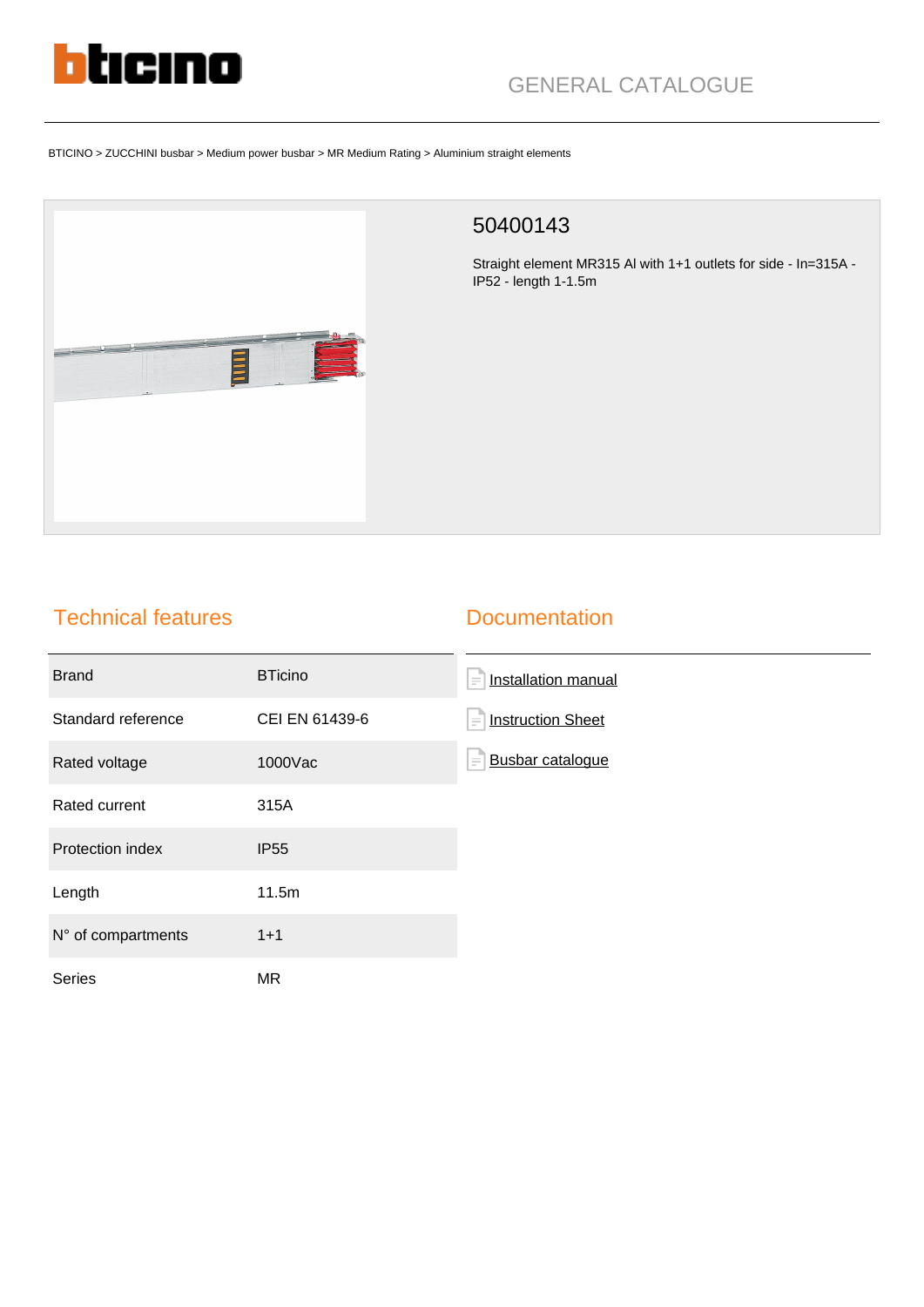GENERAL CATALOGUE

BTICINO > ZUCCHINI busbar > Medium power busbar > MR Medium Rating > Aluminium straight elements

## 50400143

Straight element MR315 Al with 1+1 outlets for side - In=315A - IP52 - length 1-1.5m

## Technical features

| | |
|---|---|
| Brand | BTicino |
| Standard reference | CEI EN 61439-6 |
| Rated voltage | 1000Vac |
| Rated current | 315A |
| Protection index | IP55 |
| Length | 11.5m |
| N° of compartments | 1+1 |
| Series | MR |

## Documentation

- Installation manual
- Instruction Sheet
- Busbar catalogue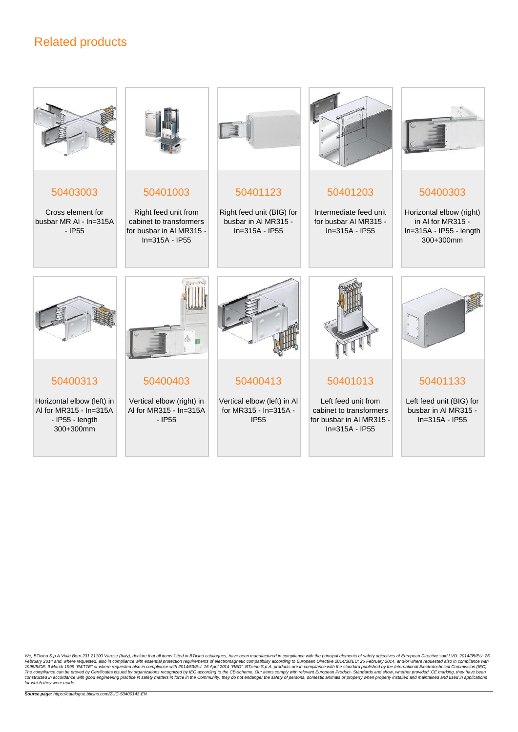## Related products

**50403003**

Cross element for busbar MR Al - In=315A - IP55

**50401003**

Right feed unit from cabinet to transformers for busbar in Al MR315 - In=315A - IP55

**50401123**

Right feed unit (BIG) for busbar in Al MR315 - In=315A - IP55

**50401203**

Intermediate feed unit for busbar Al MR315 - In=315A - IP55

**50400303**

Horizontal elbow (right) in Al for MR315 - In=315A - IP55 - length 300+300mm

**50400313**

Horizontal elbow (left) in Al for MR315 - In=315A - IP55 - length 300+300mm

**50400403**

Vertical elbow (right) in Al for MR315 - In=315A - IP55

**50400413**

Vertical elbow (left) in Al for MR315 - In=315A - IP55

**50401013**

Left feed unit from cabinet to transformers for busbar in Al MR315 - In=315A - IP55

**50401133**

Left feed unit (BIG) for busbar in Al MR315 - In=315A - IP55

*We, BTicino S.p.A Viale Borri 231 21100 Varese (Italy), declare that all items listed in BTicino catalogues, have been manufactured in compliance with the principal elements of safety objectives of European Directive said LVD: 2014/35/EU: 26 February 2014 and, where requested, also in compliance with essential protection requirements of electromagnetic compatibility according to European Directive 2014/30/EU: 26 February 2014, and/or where requested also in compliance with 1995/5/CE: 9 March 1999 "R&TTE" or where requested also in compliance with 2014/53/EU: 16 April 2014 "RED". BTicino S.p.A. products are in compliance with the standard published by the International Electrotechnical Commission (IEC). The compliance can be proved by Certificates issued by organizations recognized by IEC according to the CB-scheme. Our items comply with relevant European Product- Standards and show, whether provided, CE marking, they have been constructed in accordance with good engineering practice in safety matters in force in the Community, they do not endanger the safety of persons, domestic animals or property when properly installed and maintained and used in applications for which they were made.*

**Source page:** https://catalogue.bticino.com/ZUC-50400143-EN